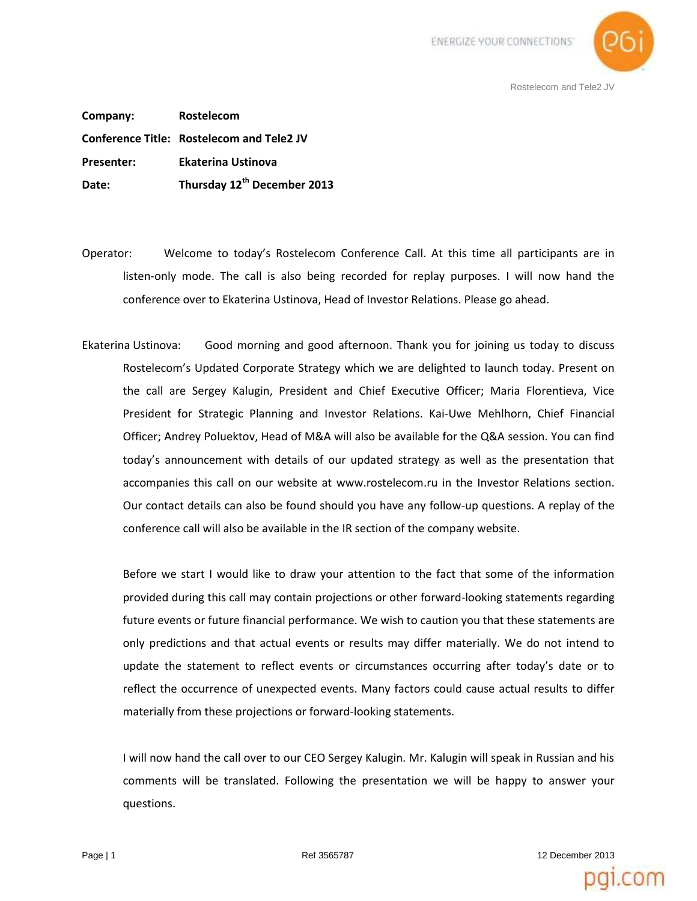**Company:** Rostelecom

**Conference Title:** Rostelecom and Tele2 JV

**Presenter:** Ekaterina Ustinova

**Date:** Thursday 12th December 2013

Operator: Welcome to today's Rostelecom Conference Call. At this time all participants are in listen-only mode. The call is also being recorded for replay purposes. I will now hand the conference over to Ekaterina Ustinova, Head of Investor Relations. Please go ahead.

Ekaterina Ustinova: Good morning and good afternoon. Thank you for joining us today to discuss Rostelecom's Updated Corporate Strategy which we are delighted to launch today. Present on the call are Sergey Kalugin, President and Chief Executive Officer; Maria Florentieva, Vice President for Strategic Planning and Investor Relations. Kai-Uwe Mehlhorn, Chief Financial Officer; Andrey Poluektov, Head of M&A will also be available for the Q&A session. You can find today's announcement with details of our updated strategy as well as the presentation that accompanies this call on our website at www.rostelecom.ru in the Investor Relations section. Our contact details can also be found should you have any follow-up questions. A replay of the conference call will also be available in the IR section of the company website.

Before we start I would like to draw your attention to the fact that some of the information provided during this call may contain projections or other forward-looking statements regarding future events or future financial performance. We wish to caution you that these statements are only predictions and that actual events or results may differ materially. We do not intend to update the statement to reflect events or circumstances occurring after today's date or to reflect the occurrence of unexpected events. Many factors could cause actual results to differ materially from these projections or forward-looking statements.

I will now hand the call over to our CEO Sergey Kalugin. Mr. Kalugin will speak in Russian and his comments will be translated. Following the presentation we will be happy to answer your questions.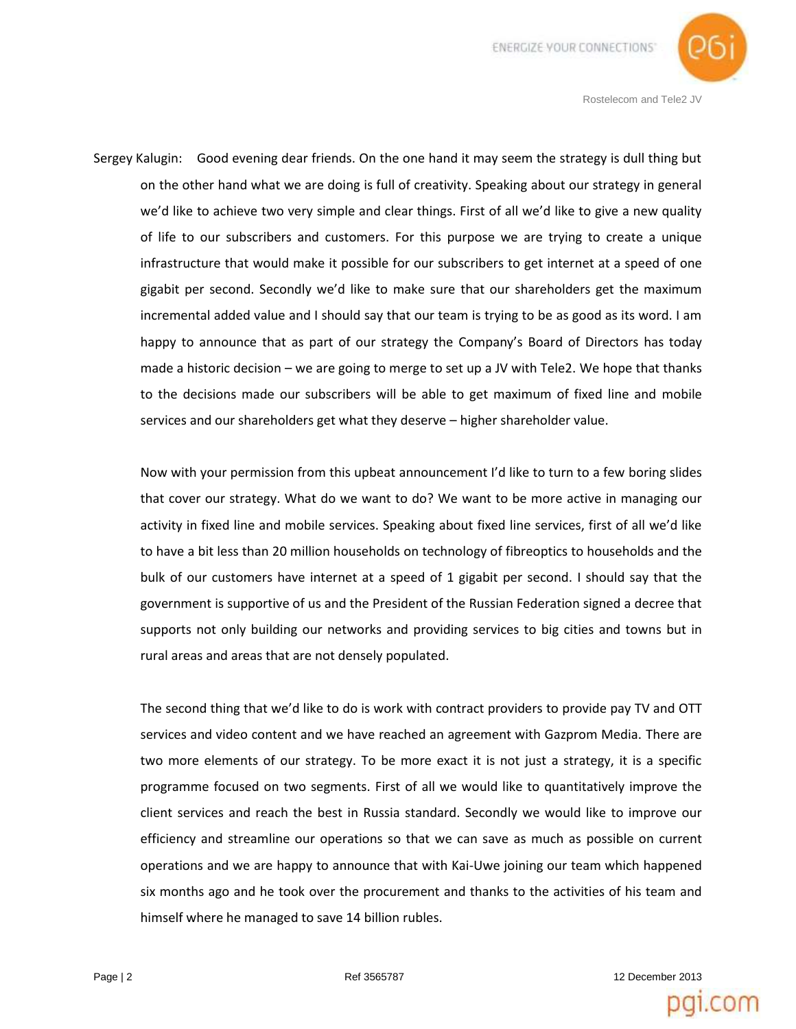Sergey Kalugin: Good evening dear friends. On the one hand it may seem the strategy is dull thing but on the other hand what we are doing is full of creativity. Speaking about our strategy in general we'd like to achieve two very simple and clear things. First of all we'd like to give a new quality of life to our subscribers and customers. For this purpose we are trying to create a unique infrastructure that would make it possible for our subscribers to get internet at a speed of one gigabit per second. Secondly we'd like to make sure that our shareholders get the maximum incremental added value and I should say that our team is trying to be as good as its word. I am happy to announce that as part of our strategy the Company's Board of Directors has today made a historic decision – we are going to merge to set up a JV with Tele2. We hope that thanks to the decisions made our subscribers will be able to get maximum of fixed line and mobile services and our shareholders get what they deserve – higher shareholder value.

Now with your permission from this upbeat announcement I'd like to turn to a few boring slides that cover our strategy. What do we want to do? We want to be more active in managing our activity in fixed line and mobile services. Speaking about fixed line services, first of all we'd like to have a bit less than 20 million households on technology of fibreoptics to households and the bulk of our customers have internet at a speed of 1 gigabit per second. I should say that the government is supportive of us and the President of the Russian Federation signed a decree that supports not only building our networks and providing services to big cities and towns but in rural areas and areas that are not densely populated.

The second thing that we'd like to do is work with contract providers to provide pay TV and OTT services and video content and we have reached an agreement with Gazprom Media. There are two more elements of our strategy. To be more exact it is not just a strategy, it is a specific programme focused on two segments. First of all we would like to quantitatively improve the client services and reach the best in Russia standard. Secondly we would like to improve our efficiency and streamline our operations so that we can save as much as possible on current operations and we are happy to announce that with Kai-Uwe joining our team which happened six months ago and he took over the procurement and thanks to the activities of his team and himself where he managed to save 14 billion rubles.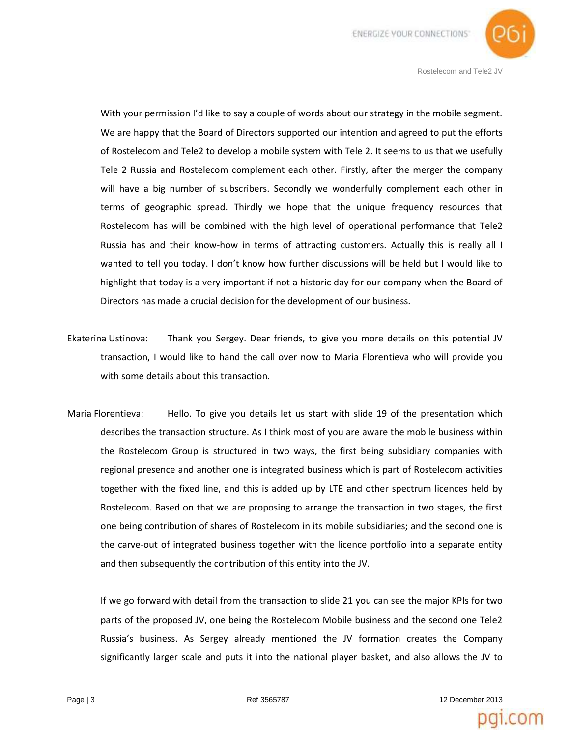With your permission I'd like to say a couple of words about our strategy in the mobile segment. We are happy that the Board of Directors supported our intention and agreed to put the efforts of Rostelecom and Tele2 to develop a mobile system with Tele 2. It seems to us that we usefully Tele 2 Russia and Rostelecom complement each other. Firstly, after the merger the company will have a big number of subscribers. Secondly we wonderfully complement each other in terms of geographic spread. Thirdly we hope that the unique frequency resources that Rostelecom has will be combined with the high level of operational performance that Tele2 Russia has and their know-how in terms of attracting customers. Actually this is really all I wanted to tell you today. I don't know how further discussions will be held but I would like to highlight that today is a very important if not a historic day for our company when the Board of Directors has made a crucial decision for the development of our business.

Ekaterina Ustinova: Thank you Sergey. Dear friends, to give you more details on this potential JV transaction, I would like to hand the call over now to Maria Florentieva who will provide you with some details about this transaction.

Maria Florentieva: Hello. To give you details let us start with slide 19 of the presentation which describes the transaction structure. As I think most of you are aware the mobile business within the Rostelecom Group is structured in two ways, the first being subsidiary companies with regional presence and another one is integrated business which is part of Rostelecom activities together with the fixed line, and this is added up by LTE and other spectrum licences held by Rostelecom. Based on that we are proposing to arrange the transaction in two stages, the first one being contribution of shares of Rostelecom in its mobile subsidiaries; and the second one is the carve-out of integrated business together with the licence portfolio into a separate entity and then subsequently the contribution of this entity into the JV.

If we go forward with detail from the transaction to slide 21 you can see the major KPIs for two parts of the proposed JV, one being the Rostelecom Mobile business and the second one Tele2 Russia's business. As Sergey already mentioned the JV formation creates the Company significantly larger scale and puts it into the national player basket, and also allows the JV to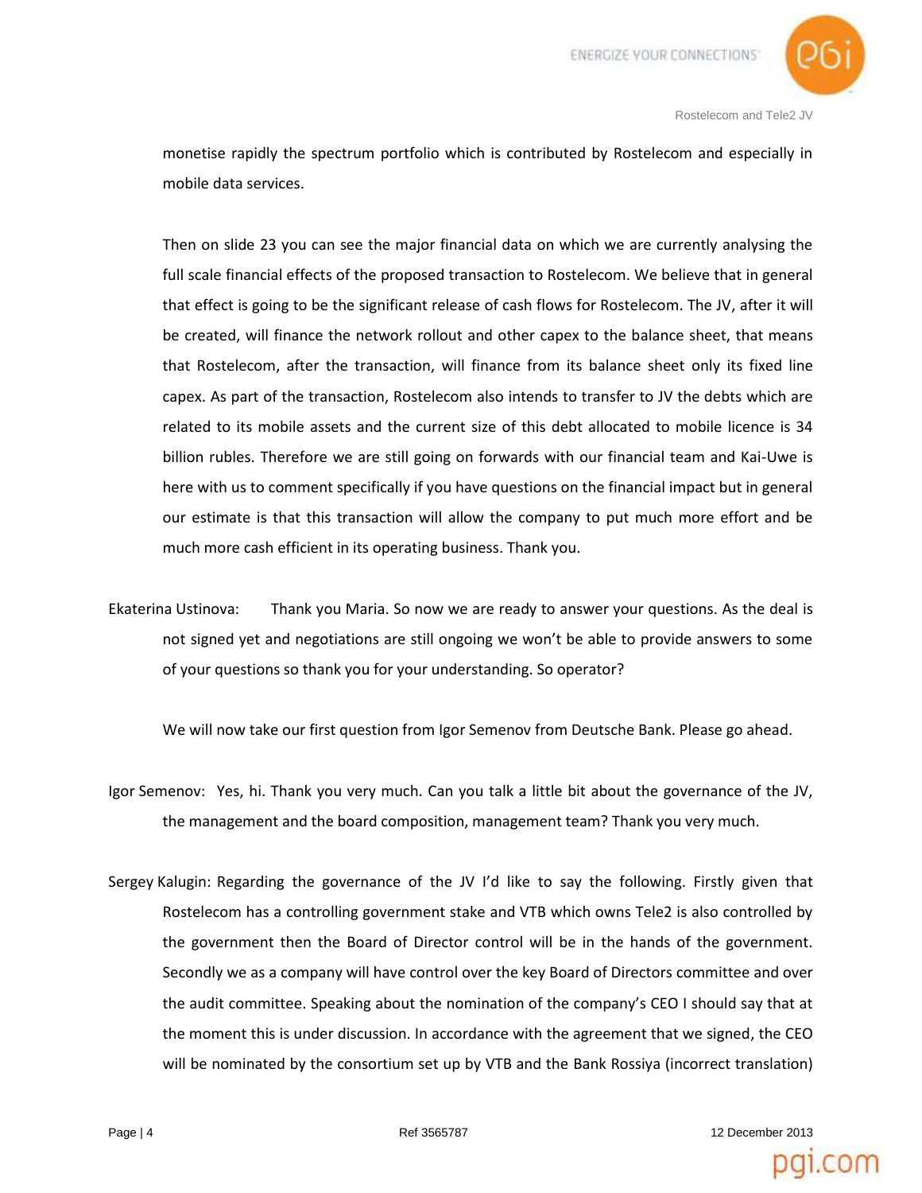monetise rapidly the spectrum portfolio which is contributed by Rostelecom and especially in mobile data services.

Then on slide 23 you can see the major financial data on which we are currently analysing the full scale financial effects of the proposed transaction to Rostelecom. We believe that in general that effect is going to be the significant release of cash flows for Rostelecom. The JV, after it will be created, will finance the network rollout and other capex to the balance sheet, that means that Rostelecom, after the transaction, will finance from its balance sheet only its fixed line capex. As part of the transaction, Rostelecom also intends to transfer to JV the debts which are related to its mobile assets and the current size of this debt allocated to mobile licence is 34 billion rubles. Therefore we are still going on forwards with our financial team and Kai-Uwe is here with us to comment specifically if you have questions on the financial impact but in general our estimate is that this transaction will allow the company to put much more effort and be much more cash efficient in its operating business. Thank you.

Ekaterina Ustinova: Thank you Maria. So now we are ready to answer your questions. As the deal is not signed yet and negotiations are still ongoing we won't be able to provide answers to some of your questions so thank you for your understanding. So operator?

We will now take our first question from Igor Semenov from Deutsche Bank. Please go ahead.

Igor Semenov: Yes, hi. Thank you very much. Can you talk a little bit about the governance of the JV, the management and the board composition, management team? Thank you very much.

Sergey Kalugin: Regarding the governance of the JV I'd like to say the following. Firstly given that Rostelecom has a controlling government stake and VTB which owns Tele2 is also controlled by the government then the Board of Director control will be in the hands of the government. Secondly we as a company will have control over the key Board of Directors committee and over the audit committee. Speaking about the nomination of the company's CEO I should say that at the moment this is under discussion. In accordance with the agreement that we signed, the CEO will be nominated by the consortium set up by VTB and the Bank Rossiya (incorrect translation)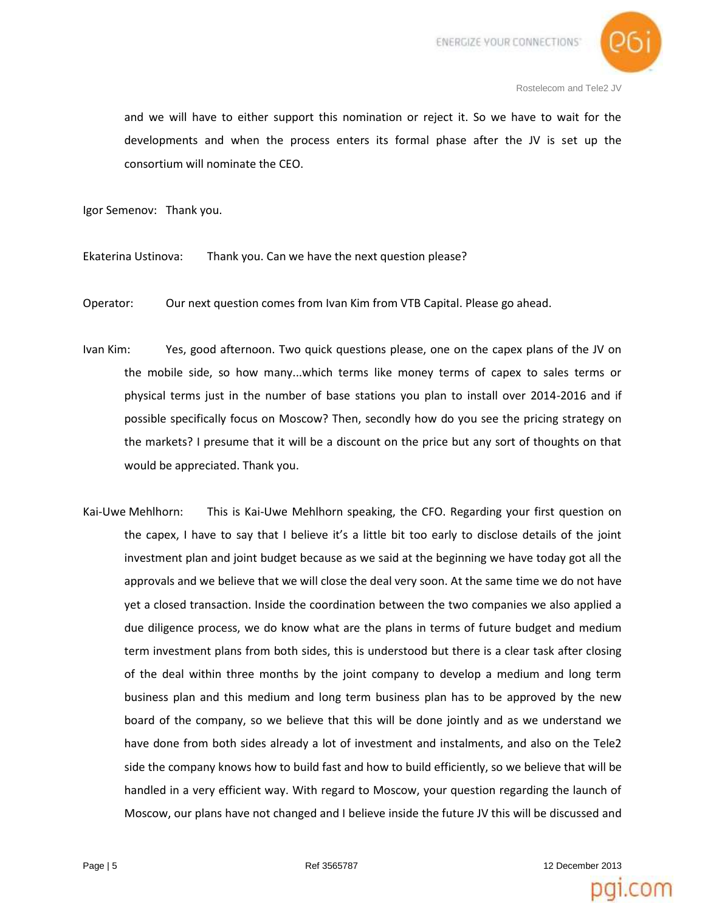and we will have to either support this nomination or reject it. So we have to wait for the developments and when the process enters its formal phase after the JV is set up the consortium will nominate the CEO.

Igor Semenov: Thank you.

Ekaterina Ustinova: Thank you. Can we have the next question please?

Operator: Our next question comes from Ivan Kim from VTB Capital. Please go ahead.

Ivan Kim: Yes, good afternoon. Two quick questions please, one on the capex plans of the JV on the mobile side, so how many...which terms like money terms of capex to sales terms or physical terms just in the number of base stations you plan to install over 2014-2016 and if possible specifically focus on Moscow? Then, secondly how do you see the pricing strategy on the markets? I presume that it will be a discount on the price but any sort of thoughts on that would be appreciated. Thank you.

Kai-Uwe Mehlhorn: This is Kai-Uwe Mehlhorn speaking, the CFO. Regarding your first question on the capex, I have to say that I believe it's a little bit too early to disclose details of the joint investment plan and joint budget because as we said at the beginning we have today got all the approvals and we believe that we will close the deal very soon. At the same time we do not have yet a closed transaction. Inside the coordination between the two companies we also applied a due diligence process, we do know what are the plans in terms of future budget and medium term investment plans from both sides, this is understood but there is a clear task after closing of the deal within three months by the joint company to develop a medium and long term business plan and this medium and long term business plan has to be approved by the new board of the company, so we believe that this will be done jointly and as we understand we have done from both sides already a lot of investment and instalments, and also on the Tele2 side the company knows how to build fast and how to build efficiently, so we believe that will be handled in a very efficient way. With regard to Moscow, your question regarding the launch of Moscow, our plans have not changed and I believe inside the future JV this will be discussed and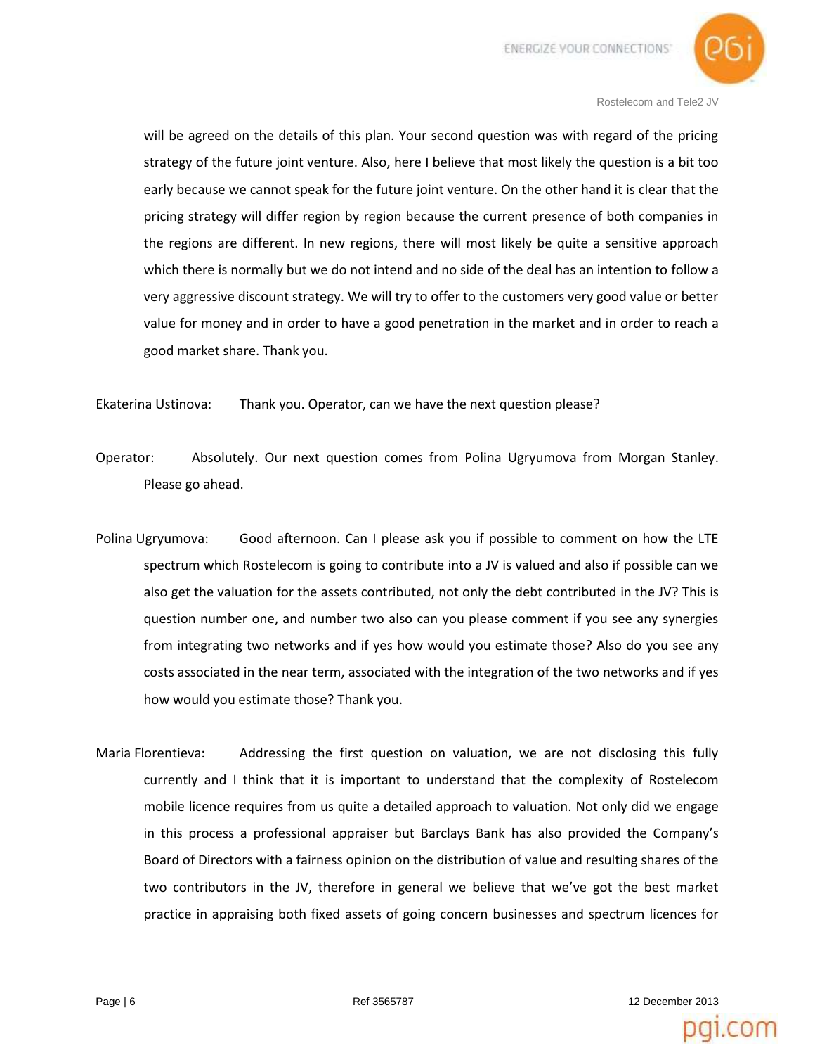will be agreed on the details of this plan. Your second question was with regard of the pricing strategy of the future joint venture. Also, here I believe that most likely the question is a bit too early because we cannot speak for the future joint venture. On the other hand it is clear that the pricing strategy will differ region by region because the current presence of both companies in the regions are different. In new regions, there will most likely be quite a sensitive approach which there is normally but we do not intend and no side of the deal has an intention to follow a very aggressive discount strategy. We will try to offer to the customers very good value or better value for money and in order to have a good penetration in the market and in order to reach a good market share. Thank you.

Ekaterina Ustinova: Thank you. Operator, can we have the next question please?

Operator: Absolutely. Our next question comes from Polina Ugryumova from Morgan Stanley. Please go ahead.

Polina Ugryumova: Good afternoon. Can I please ask you if possible to comment on how the LTE spectrum which Rostelecom is going to contribute into a JV is valued and also if possible can we also get the valuation for the assets contributed, not only the debt contributed in the JV? This is question number one, and number two also can you please comment if you see any synergies from integrating two networks and if yes how would you estimate those? Also do you see any costs associated in the near term, associated with the integration of the two networks and if yes how would you estimate those? Thank you.

Maria Florentieva: Addressing the first question on valuation, we are not disclosing this fully currently and I think that it is important to understand that the complexity of Rostelecom mobile licence requires from us quite a detailed approach to valuation. Not only did we engage in this process a professional appraiser but Barclays Bank has also provided the Company's Board of Directors with a fairness opinion on the distribution of value and resulting shares of the two contributors in the JV, therefore in general we believe that we've got the best market practice in appraising both fixed assets of going concern businesses and spectrum licences for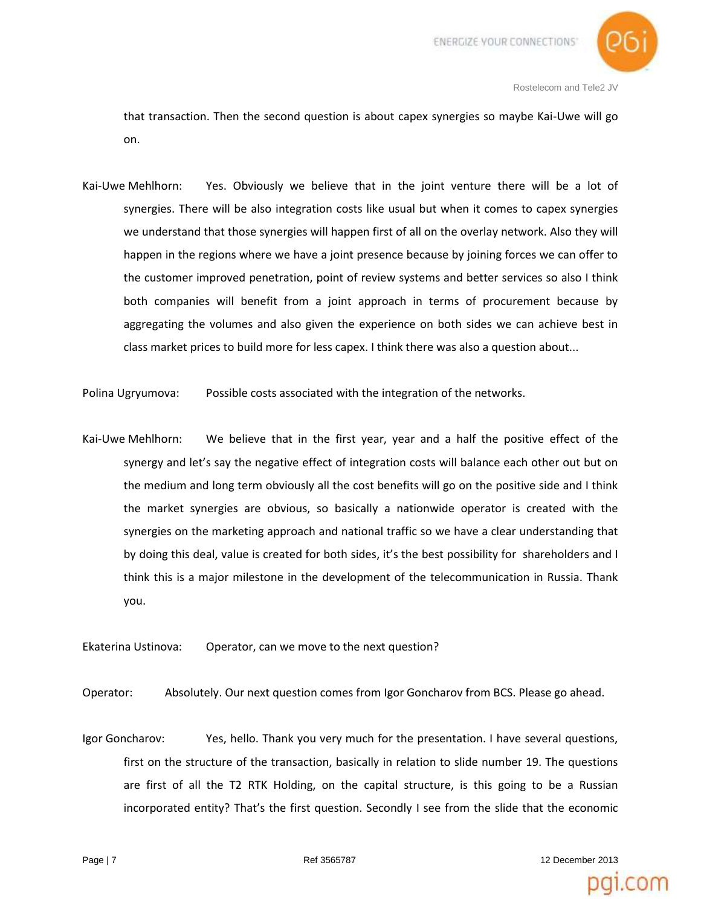that transaction. Then the second question is about capex synergies so maybe Kai-Uwe will go on.

Kai-Uwe Mehlhorn: Yes. Obviously we believe that in the joint venture there will be a lot of synergies. There will be also integration costs like usual but when it comes to capex synergies we understand that those synergies will happen first of all on the overlay network. Also they will happen in the regions where we have a joint presence because by joining forces we can offer to the customer improved penetration, point of review systems and better services so also I think both companies will benefit from a joint approach in terms of procurement because by aggregating the volumes and also given the experience on both sides we can achieve best in class market prices to build more for less capex. I think there was also a question about...

Polina Ugryumova: Possible costs associated with the integration of the networks.

Kai-Uwe Mehlhorn: We believe that in the first year, year and a half the positive effect of the synergy and let's say the negative effect of integration costs will balance each other out but on the medium and long term obviously all the cost benefits will go on the positive side and I think the market synergies are obvious, so basically a nationwide operator is created with the synergies on the marketing approach and national traffic so we have a clear understanding that by doing this deal, value is created for both sides, it's the best possibility for shareholders and I think this is a major milestone in the development of the telecommunication in Russia. Thank you.

Ekaterina Ustinova: Operator, can we move to the next question?

Operator: Absolutely. Our next question comes from Igor Goncharov from BCS. Please go ahead.

Igor Goncharov: Yes, hello. Thank you very much for the presentation. I have several questions, first on the structure of the transaction, basically in relation to slide number 19. The questions are first of all the T2 RTK Holding, on the capital structure, is this going to be a Russian incorporated entity? That's the first question. Secondly I see from the slide that the economic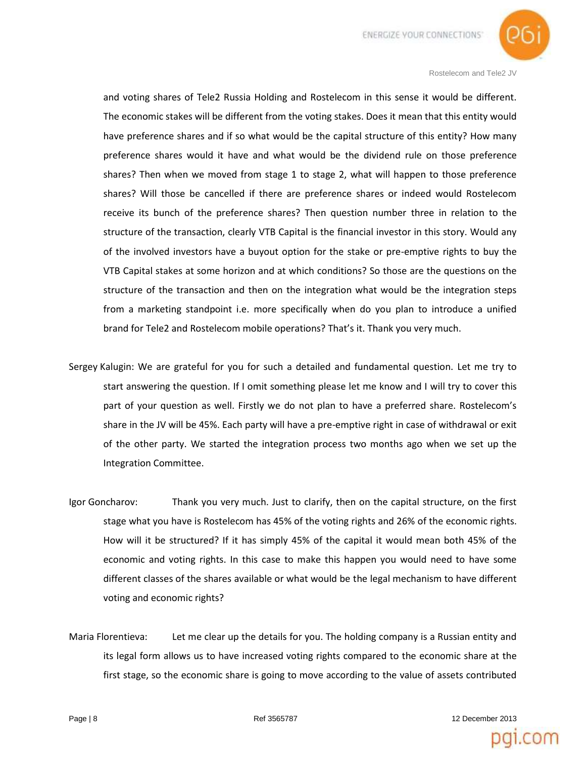and voting shares of Tele2 Russia Holding and Rostelecom in this sense it would be different. The economic stakes will be different from the voting stakes. Does it mean that this entity would have preference shares and if so what would be the capital structure of this entity? How many preference shares would it have and what would be the dividend rule on those preference shares? Then when we moved from stage 1 to stage 2, what will happen to those preference shares? Will those be cancelled if there are preference shares or indeed would Rostelecom receive its bunch of the preference shares? Then question number three in relation to the structure of the transaction, clearly VTB Capital is the financial investor in this story. Would any of the involved investors have a buyout option for the stake or pre-emptive rights to buy the VTB Capital stakes at some horizon and at which conditions? So those are the questions on the structure of the transaction and then on the integration what would be the integration steps from a marketing standpoint i.e. more specifically when do you plan to introduce a unified brand for Tele2 and Rostelecom mobile operations? That's it. Thank you very much.

Sergey Kalugin: We are grateful for you for such a detailed and fundamental question. Let me try to start answering the question. If I omit something please let me know and I will try to cover this part of your question as well. Firstly we do not plan to have a preferred share. Rostelecom's share in the JV will be 45%. Each party will have a pre-emptive right in case of withdrawal or exit of the other party. We started the integration process two months ago when we set up the Integration Committee.

Igor Goncharov: Thank you very much. Just to clarify, then on the capital structure, on the first stage what you have is Rostelecom has 45% of the voting rights and 26% of the economic rights. How will it be structured? If it has simply 45% of the capital it would mean both 45% of the economic and voting rights. In this case to make this happen you would need to have some different classes of the shares available or what would be the legal mechanism to have different voting and economic rights?

Maria Florentieva: Let me clear up the details for you. The holding company is a Russian entity and its legal form allows us to have increased voting rights compared to the economic share at the first stage, so the economic share is going to move according to the value of assets contributed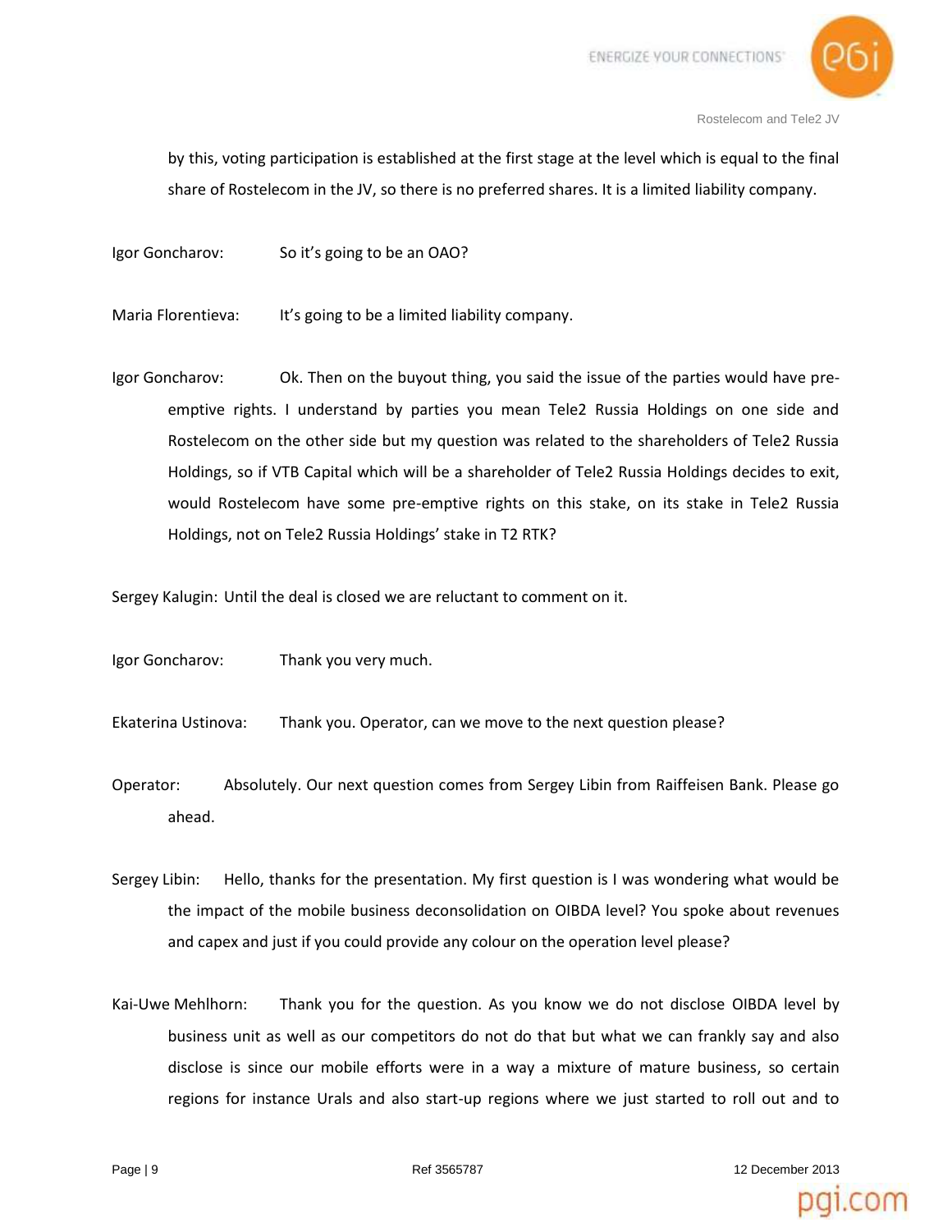by this, voting participation is established at the first stage at the level which is equal to the final share of Rostelecom in the JV, so there is no preferred shares. It is a limited liability company.

Igor Goncharov: So it's going to be an OAO?

Maria Florentieva: It's going to be a limited liability company.

Igor Goncharov: Ok. Then on the buyout thing, you said the issue of the parties would have pre-emptive rights. I understand by parties you mean Tele2 Russia Holdings on one side and Rostelecom on the other side but my question was related to the shareholders of Tele2 Russia Holdings, so if VTB Capital which will be a shareholder of Tele2 Russia Holdings decides to exit, would Rostelecom have some pre-emptive rights on this stake, on its stake in Tele2 Russia Holdings, not on Tele2 Russia Holdings' stake in T2 RTK?

Sergey Kalugin: Until the deal is closed we are reluctant to comment on it.

Igor Goncharov: Thank you very much.

Ekaterina Ustinova: Thank you. Operator, can we move to the next question please?

Operator: Absolutely. Our next question comes from Sergey Libin from Raiffeisen Bank. Please go ahead.

Sergey Libin: Hello, thanks for the presentation. My first question is I was wondering what would be the impact of the mobile business deconsolidation on OIBDA level? You spoke about revenues and capex and just if you could provide any colour on the operation level please?

Kai-Uwe Mehlhorn: Thank you for the question. As you know we do not disclose OIBDA level by business unit as well as our competitors do not do that but what we can frankly say and also disclose is since our mobile efforts were in a way a mixture of mature business, so certain regions for instance Urals and also start-up regions where we just started to roll out and to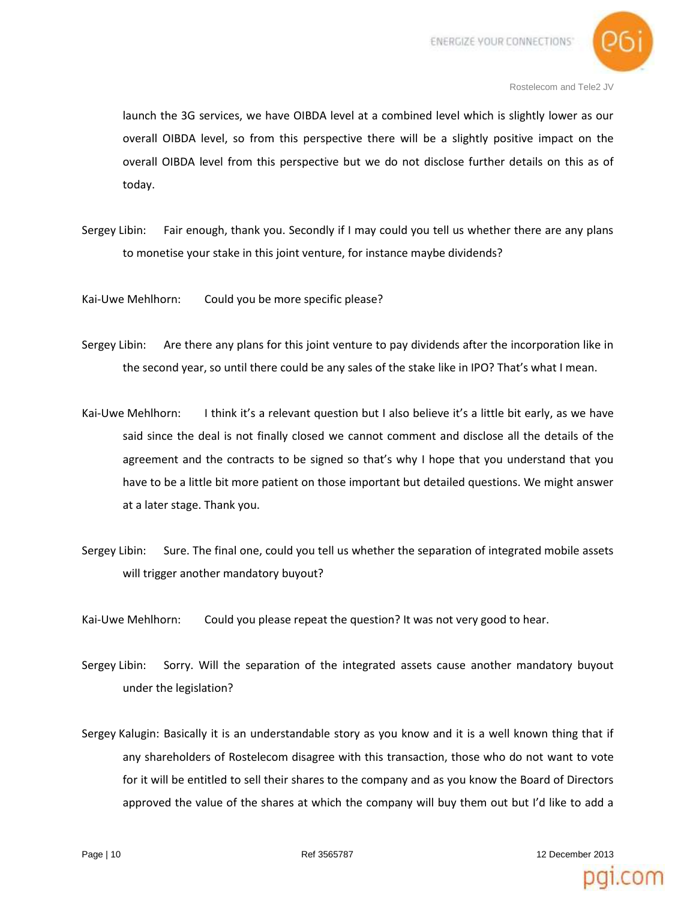launch the 3G services, we have OIBDA level at a combined level which is slightly lower as our overall OIBDA level, so from this perspective there will be a slightly positive impact on the overall OIBDA level from this perspective but we do not disclose further details on this as of today.

Sergey Libin: Fair enough, thank you. Secondly if I may could you tell us whether there are any plans to monetise your stake in this joint venture, for instance maybe dividends?

Kai-Uwe Mehlhorn: Could you be more specific please?

Sergey Libin: Are there any plans for this joint venture to pay dividends after the incorporation like in the second year, so until there could be any sales of the stake like in IPO? That's what I mean.

Kai-Uwe Mehlhorn: I think it's a relevant question but I also believe it's a little bit early, as we have said since the deal is not finally closed we cannot comment and disclose all the details of the agreement and the contracts to be signed so that's why I hope that you understand that you have to be a little bit more patient on those important but detailed questions. We might answer at a later stage. Thank you.

Sergey Libin: Sure. The final one, could you tell us whether the separation of integrated mobile assets will trigger another mandatory buyout?

Kai-Uwe Mehlhorn: Could you please repeat the question? It was not very good to hear.

Sergey Libin: Sorry. Will the separation of the integrated assets cause another mandatory buyout under the legislation?

Sergey Kalugin: Basically it is an understandable story as you know and it is a well known thing that if any shareholders of Rostelecom disagree with this transaction, those who do not want to vote for it will be entitled to sell their shares to the company and as you know the Board of Directors approved the value of the shares at which the company will buy them out but I'd like to add a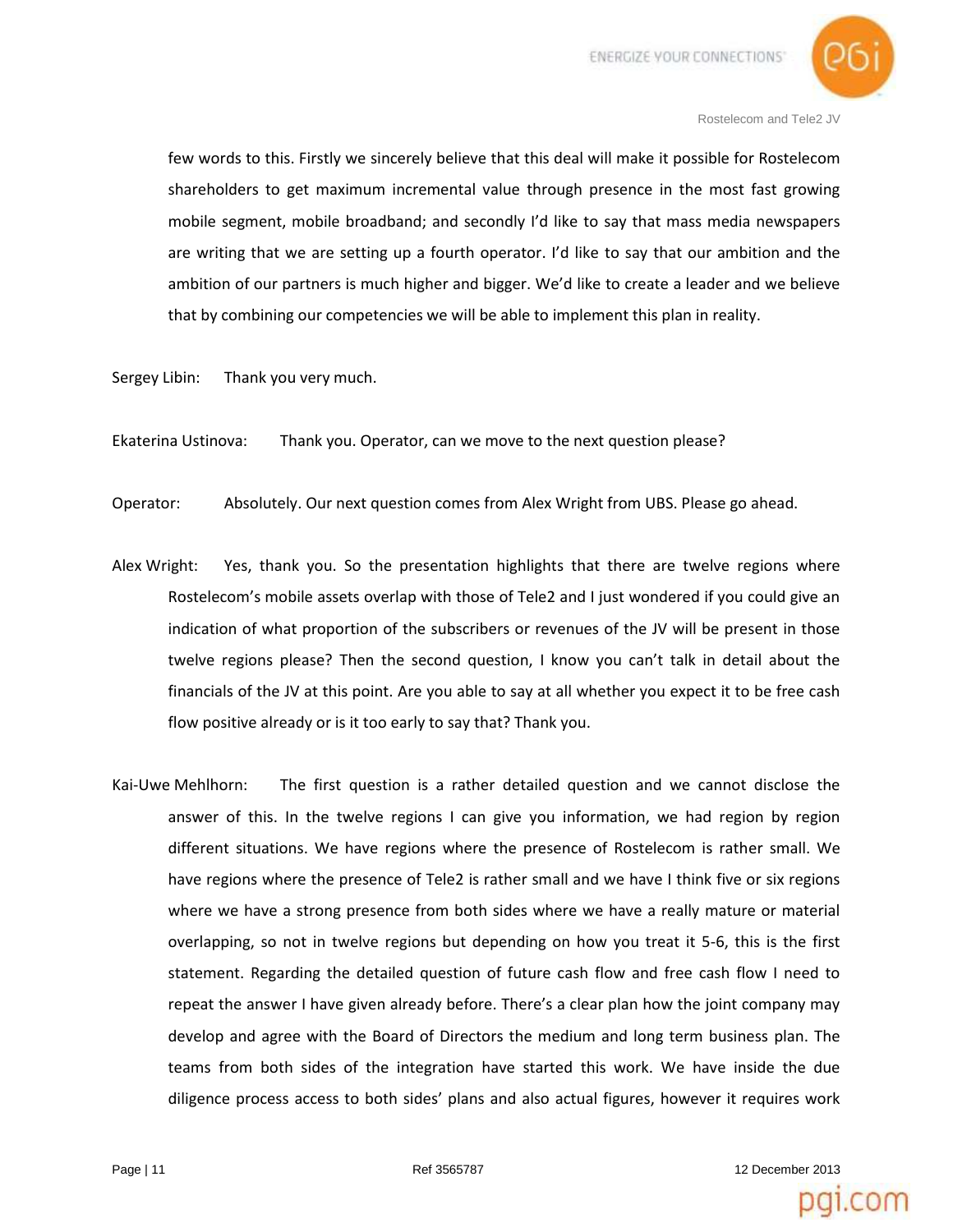few words to this. Firstly we sincerely believe that this deal will make it possible for Rostelecom shareholders to get maximum incremental value through presence in the most fast growing mobile segment, mobile broadband; and secondly I'd like to say that mass media newspapers are writing that we are setting up a fourth operator. I'd like to say that our ambition and the ambition of our partners is much higher and bigger. We'd like to create a leader and we believe that by combining our competencies we will be able to implement this plan in reality.

Sergey Libin: Thank you very much.

Ekaterina Ustinova: Thank you. Operator, can we move to the next question please?

Operator: Absolutely. Our next question comes from Alex Wright from UBS. Please go ahead.

Alex Wright: Yes, thank you. So the presentation highlights that there are twelve regions where Rostelecom's mobile assets overlap with those of Tele2 and I just wondered if you could give an indication of what proportion of the subscribers or revenues of the JV will be present in those twelve regions please? Then the second question, I know you can't talk in detail about the financials of the JV at this point. Are you able to say at all whether you expect it to be free cash flow positive already or is it too early to say that? Thank you.

Kai-Uwe Mehlhorn: The first question is a rather detailed question and we cannot disclose the answer of this. In the twelve regions I can give you information, we had region by region different situations. We have regions where the presence of Rostelecom is rather small. We have regions where the presence of Tele2 is rather small and we have I think five or six regions where we have a strong presence from both sides where we have a really mature or material overlapping, so not in twelve regions but depending on how you treat it 5-6, this is the first statement. Regarding the detailed question of future cash flow and free cash flow I need to repeat the answer I have given already before. There's a clear plan how the joint company may develop and agree with the Board of Directors the medium and long term business plan. The teams from both sides of the integration have started this work. We have inside the due diligence process access to both sides' plans and also actual figures, however it requires work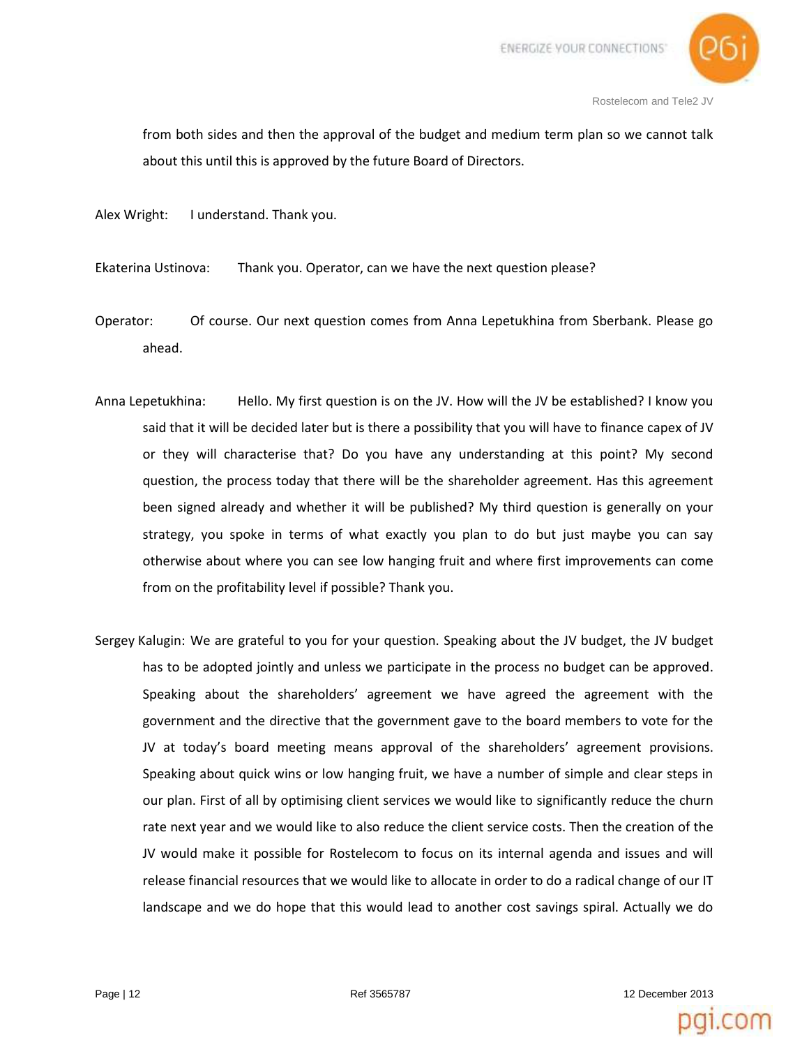from both sides and then the approval of the budget and medium term plan so we cannot talk about this until this is approved by the future Board of Directors.

Alex Wright: I understand. Thank you.

Ekaterina Ustinova: Thank you. Operator, can we have the next question please?

Operator: Of course. Our next question comes from Anna Lepetukhina from Sberbank. Please go ahead.

Anna Lepetukhina: Hello. My first question is on the JV. How will the JV be established? I know you said that it will be decided later but is there a possibility that you will have to finance capex of JV or they will characterise that? Do you have any understanding at this point? My second question, the process today that there will be the shareholder agreement. Has this agreement been signed already and whether it will be published? My third question is generally on your strategy, you spoke in terms of what exactly you plan to do but just maybe you can say otherwise about where you can see low hanging fruit and where first improvements can come from on the profitability level if possible? Thank you.

Sergey Kalugin: We are grateful to you for your question. Speaking about the JV budget, the JV budget has to be adopted jointly and unless we participate in the process no budget can be approved. Speaking about the shareholders' agreement we have agreed the agreement with the government and the directive that the government gave to the board members to vote for the JV at today's board meeting means approval of the shareholders' agreement provisions. Speaking about quick wins or low hanging fruit, we have a number of simple and clear steps in our plan. First of all by optimising client services we would like to significantly reduce the churn rate next year and we would like to also reduce the client service costs. Then the creation of the JV would make it possible for Rostelecom to focus on its internal agenda and issues and will release financial resources that we would like to allocate in order to do a radical change of our IT landscape and we do hope that this would lead to another cost savings spiral. Actually we do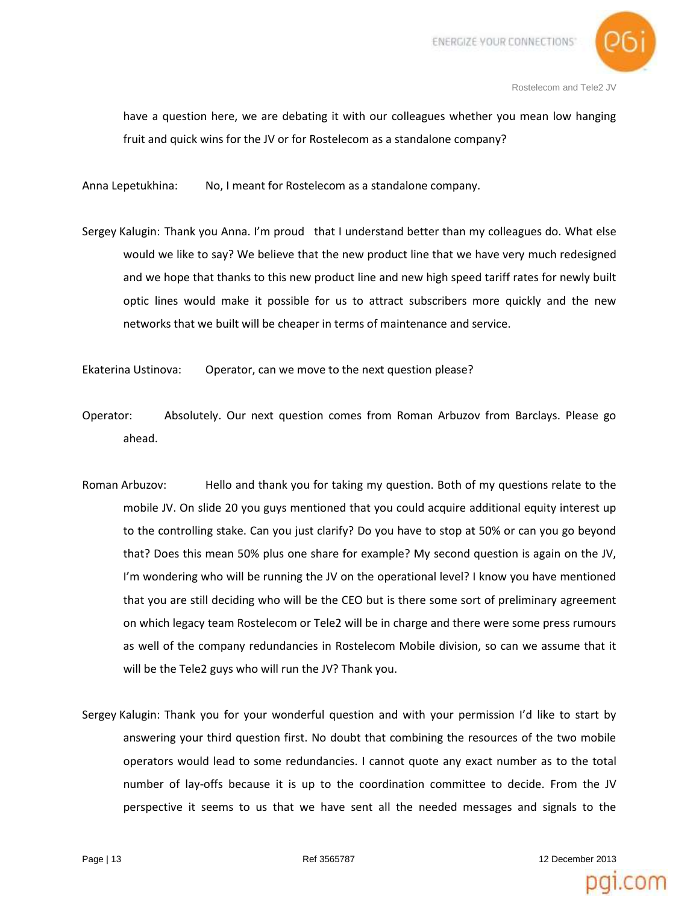have a question here, we are debating it with our colleagues whether you mean low hanging fruit and quick wins for the JV or for Rostelecom as a standalone company?

Anna Lepetukhina: No, I meant for Rostelecom as a standalone company.

Sergey Kalugin: Thank you Anna. I'm proud that I understand better than my colleagues do. What else would we like to say? We believe that the new product line that we have very much redesigned and we hope that thanks to this new product line and new high speed tariff rates for newly built optic lines would make it possible for us to attract subscribers more quickly and the new networks that we built will be cheaper in terms of maintenance and service.

Ekaterina Ustinova: Operator, can we move to the next question please?

Operator: Absolutely. Our next question comes from Roman Arbuzov from Barclays. Please go ahead.

Roman Arbuzov: Hello and thank you for taking my question. Both of my questions relate to the mobile JV. On slide 20 you guys mentioned that you could acquire additional equity interest up to the controlling stake. Can you just clarify? Do you have to stop at 50% or can you go beyond that? Does this mean 50% plus one share for example? My second question is again on the JV, I'm wondering who will be running the JV on the operational level? I know you have mentioned that you are still deciding who will be the CEO but is there some sort of preliminary agreement on which legacy team Rostelecom or Tele2 will be in charge and there were some press rumours as well of the company redundancies in Rostelecom Mobile division, so can we assume that it will be the Tele2 guys who will run the JV? Thank you.

Sergey Kalugin: Thank you for your wonderful question and with your permission I'd like to start by answering your third question first. No doubt that combining the resources of the two mobile operators would lead to some redundancies. I cannot quote any exact number as to the total number of lay-offs because it is up to the coordination committee to decide. From the JV perspective it seems to us that we have sent all the needed messages and signals to the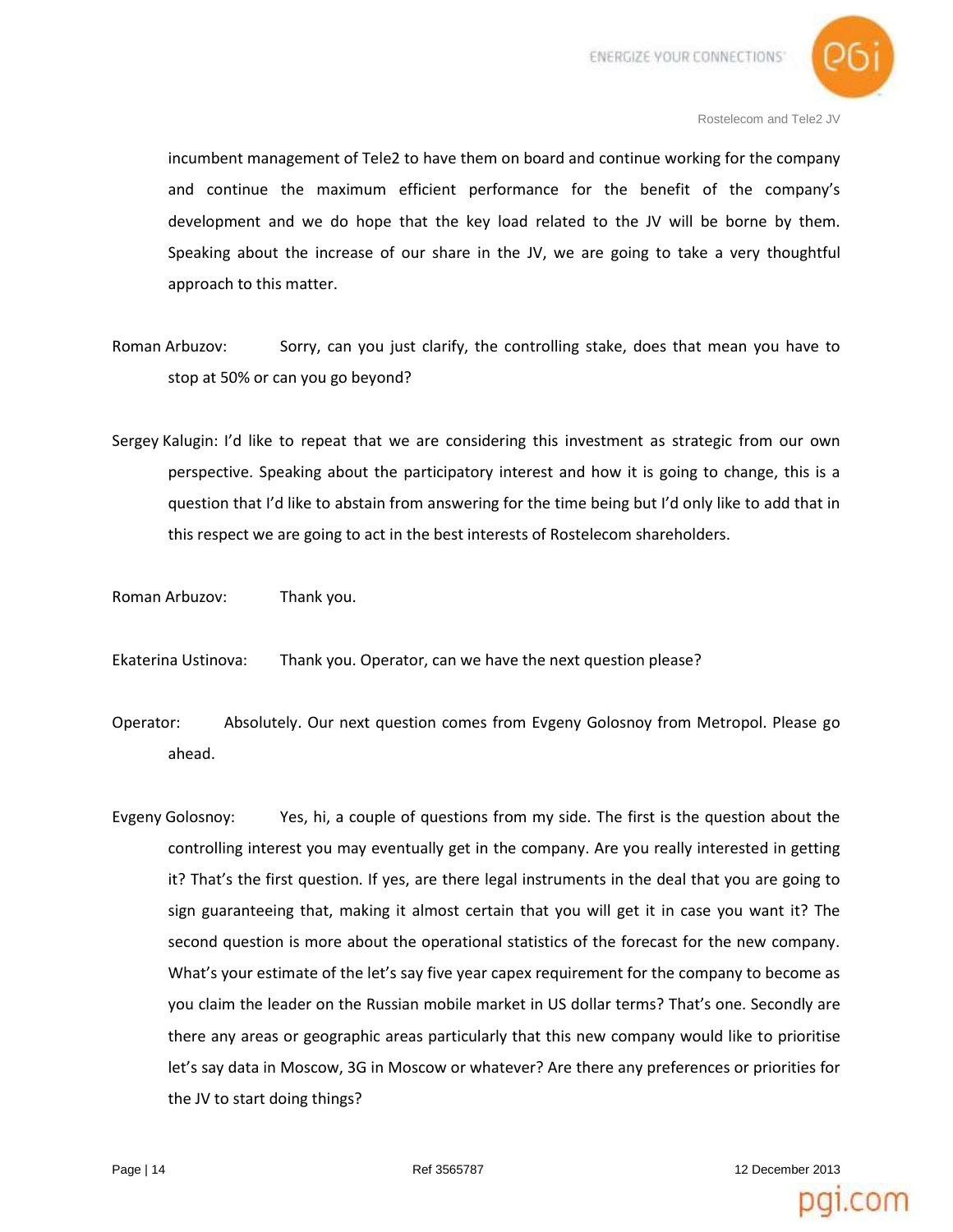incumbent management of Tele2 to have them on board and continue working for the company and continue the maximum efficient performance for the benefit of the company's development and we do hope that the key load related to the JV will be borne by them. Speaking about the increase of our share in the JV, we are going to take a very thoughtful approach to this matter.

Roman Arbuzov: Sorry, can you just clarify, the controlling stake, does that mean you have to stop at 50% or can you go beyond?

Sergey Kalugin: I'd like to repeat that we are considering this investment as strategic from our own perspective. Speaking about the participatory interest and how it is going to change, this is a question that I'd like to abstain from answering for the time being but I'd only like to add that in this respect we are going to act in the best interests of Rostelecom shareholders.

Roman Arbuzov: Thank you.

Ekaterina Ustinova: Thank you. Operator, can we have the next question please?

Operator: Absolutely. Our next question comes from Evgeny Golosnoy from Metropol. Please go ahead.

Evgeny Golosnoy: Yes, hi, a couple of questions from my side. The first is the question about the controlling interest you may eventually get in the company. Are you really interested in getting it? That's the first question. If yes, are there legal instruments in the deal that you are going to sign guaranteeing that, making it almost certain that you will get it in case you want it? The second question is more about the operational statistics of the forecast for the new company. What's your estimate of the let's say five year capex requirement for the company to become as you claim the leader on the Russian mobile market in US dollar terms? That's one. Secondly are there any areas or geographic areas particularly that this new company would like to prioritise let's say data in Moscow, 3G in Moscow or whatever? Are there any preferences or priorities for the JV to start doing things?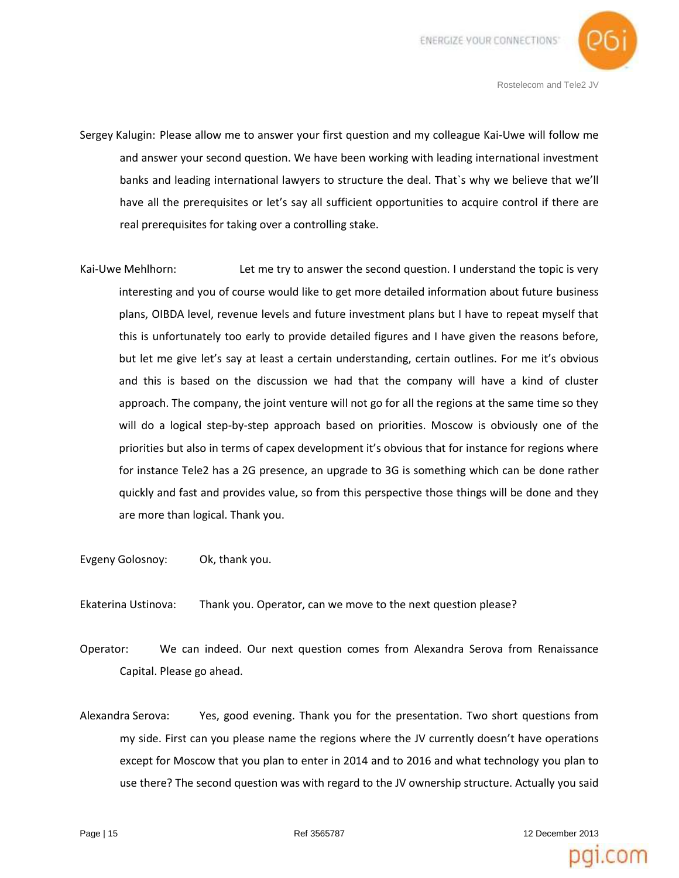Sergey Kalugin: Please allow me to answer your first question and my colleague Kai-Uwe will follow me and answer your second question. We have been working with leading international investment banks and leading international lawyers to structure the deal. That`s why we believe that we'll have all the prerequisites or let's say all sufficient opportunities to acquire control if there are real prerequisites for taking over a controlling stake.

Kai-Uwe Mehlhorn: Let me try to answer the second question. I understand the topic is very interesting and you of course would like to get more detailed information about future business plans, OIBDA level, revenue levels and future investment plans but I have to repeat myself that this is unfortunately too early to provide detailed figures and I have given the reasons before, but let me give let's say at least a certain understanding, certain outlines. For me it's obvious and this is based on the discussion we had that the company will have a kind of cluster approach. The company, the joint venture will not go for all the regions at the same time so they will do a logical step-by-step approach based on priorities. Moscow is obviously one of the priorities but also in terms of capex development it's obvious that for instance for regions where for instance Tele2 has a 2G presence, an upgrade to 3G is something which can be done rather quickly and fast and provides value, so from this perspective those things will be done and they are more than logical. Thank you.

Evgeny Golosnoy: Ok, thank you.

Ekaterina Ustinova: Thank you. Operator, can we move to the next question please?

Operator: We can indeed. Our next question comes from Alexandra Serova from Renaissance Capital. Please go ahead.

Alexandra Serova: Yes, good evening. Thank you for the presentation. Two short questions from my side. First can you please name the regions where the JV currently doesn't have operations except for Moscow that you plan to enter in 2014 and to 2016 and what technology you plan to use there? The second question was with regard to the JV ownership structure. Actually you said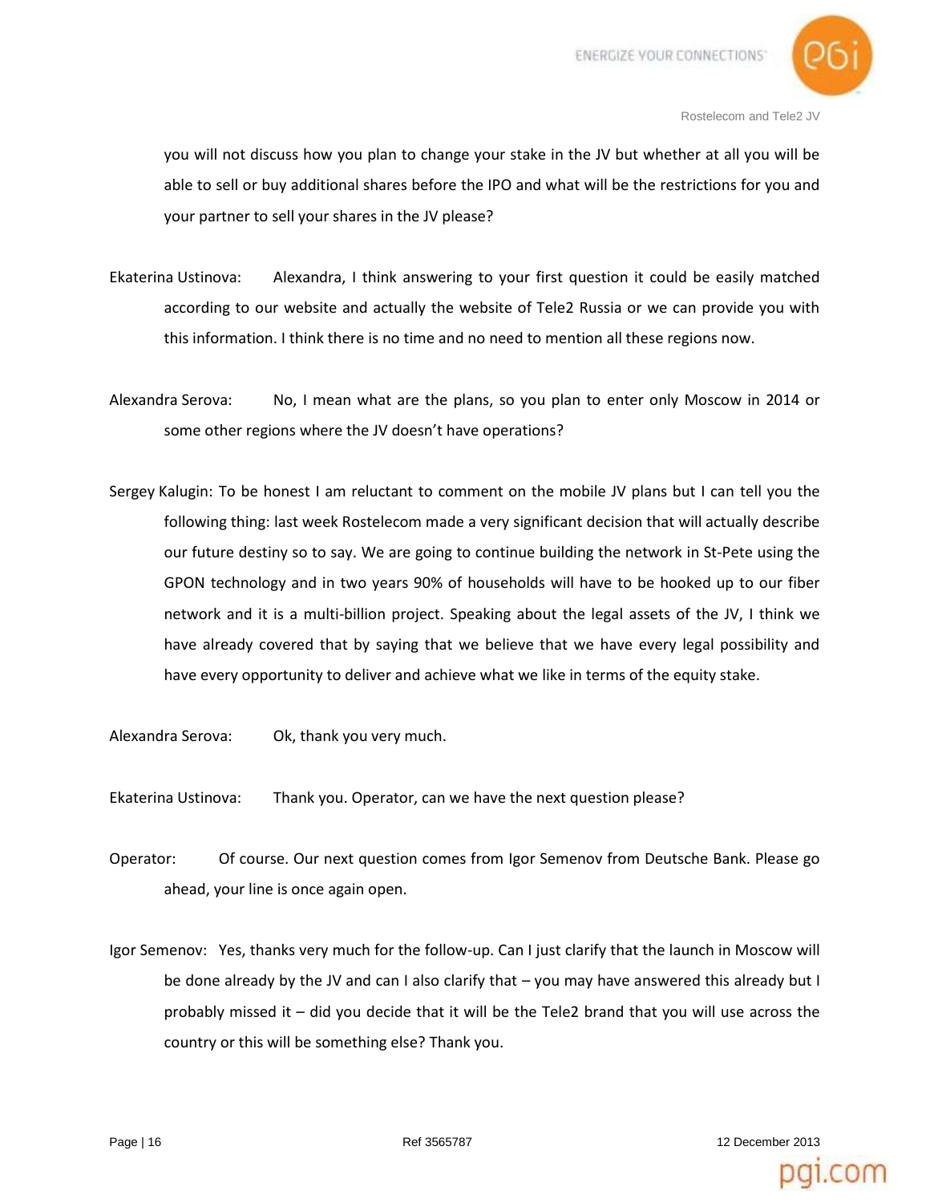you will not discuss how you plan to change your stake in the JV but whether at all you will be able to sell or buy additional shares before the IPO and what will be the restrictions for you and your partner to sell your shares in the JV please?

Ekaterina Ustinova: Alexandra, I think answering to your first question it could be easily matched according to our website and actually the website of Tele2 Russia or we can provide you with this information. I think there is no time and no need to mention all these regions now.

Alexandra Serova: No, I mean what are the plans, so you plan to enter only Moscow in 2014 or some other regions where the JV doesn't have operations?

Sergey Kalugin: To be honest I am reluctant to comment on the mobile JV plans but I can tell you the following thing: last week Rostelecom made a very significant decision that will actually describe our future destiny so to say. We are going to continue building the network in St-Pete using the GPON technology and in two years 90% of households will have to be hooked up to our fiber network and it is a multi-billion project. Speaking about the legal assets of the JV, I think we have already covered that by saying that we believe that we have every legal possibility and have every opportunity to deliver and achieve what we like in terms of the equity stake.

Alexandra Serova: Ok, thank you very much.

Ekaterina Ustinova: Thank you. Operator, can we have the next question please?

Operator: Of course. Our next question comes from Igor Semenov from Deutsche Bank. Please go ahead, your line is once again open.

Igor Semenov: Yes, thanks very much for the follow-up. Can I just clarify that the launch in Moscow will be done already by the JV and can I also clarify that – you may have answered this already but I probably missed it – did you decide that it will be the Tele2 brand that you will use across the country or this will be something else? Thank you.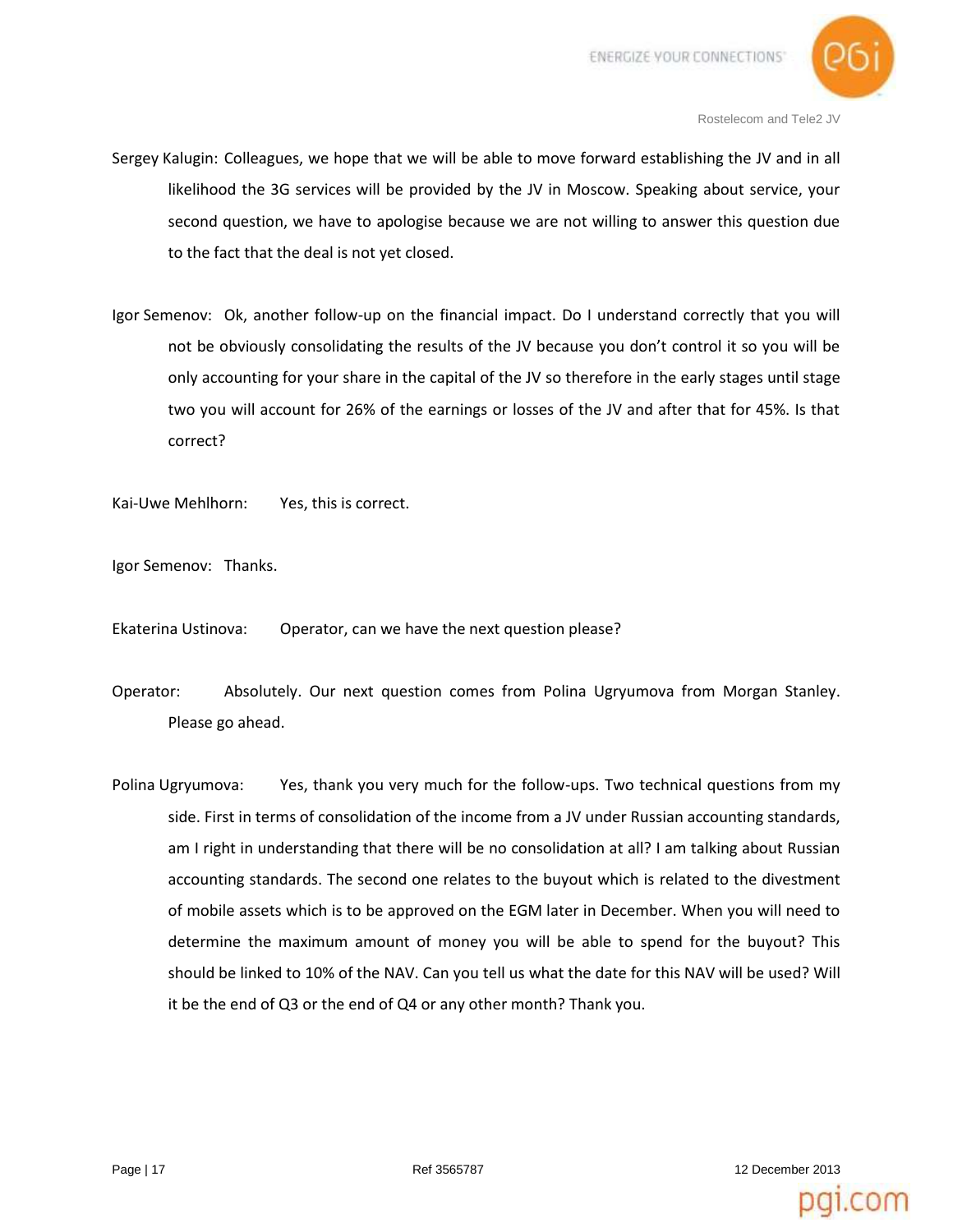Sergey Kalugin: Colleagues, we hope that we will be able to move forward establishing the JV and in all likelihood the 3G services will be provided by the JV in Moscow. Speaking about service, your second question, we have to apologise because we are not willing to answer this question due to the fact that the deal is not yet closed.

Igor Semenov: Ok, another follow-up on the financial impact. Do I understand correctly that you will not be obviously consolidating the results of the JV because you don't control it so you will be only accounting for your share in the capital of the JV so therefore in the early stages until stage two you will account for 26% of the earnings or losses of the JV and after that for 45%. Is that correct?

Kai-Uwe Mehlhorn: Yes, this is correct.

Igor Semenov: Thanks.

Ekaterina Ustinova: Operator, can we have the next question please?

Operator: Absolutely. Our next question comes from Polina Ugryumova from Morgan Stanley. Please go ahead.

Polina Ugryumova: Yes, thank you very much for the follow-ups. Two technical questions from my side. First in terms of consolidation of the income from a JV under Russian accounting standards, am I right in understanding that there will be no consolidation at all? I am talking about Russian accounting standards. The second one relates to the buyout which is related to the divestment of mobile assets which is to be approved on the EGM later in December. When you will need to determine the maximum amount of money you will be able to spend for the buyout? This should be linked to 10% of the NAV. Can you tell us what the date for this NAV will be used? Will it be the end of Q3 or the end of Q4 or any other month? Thank you.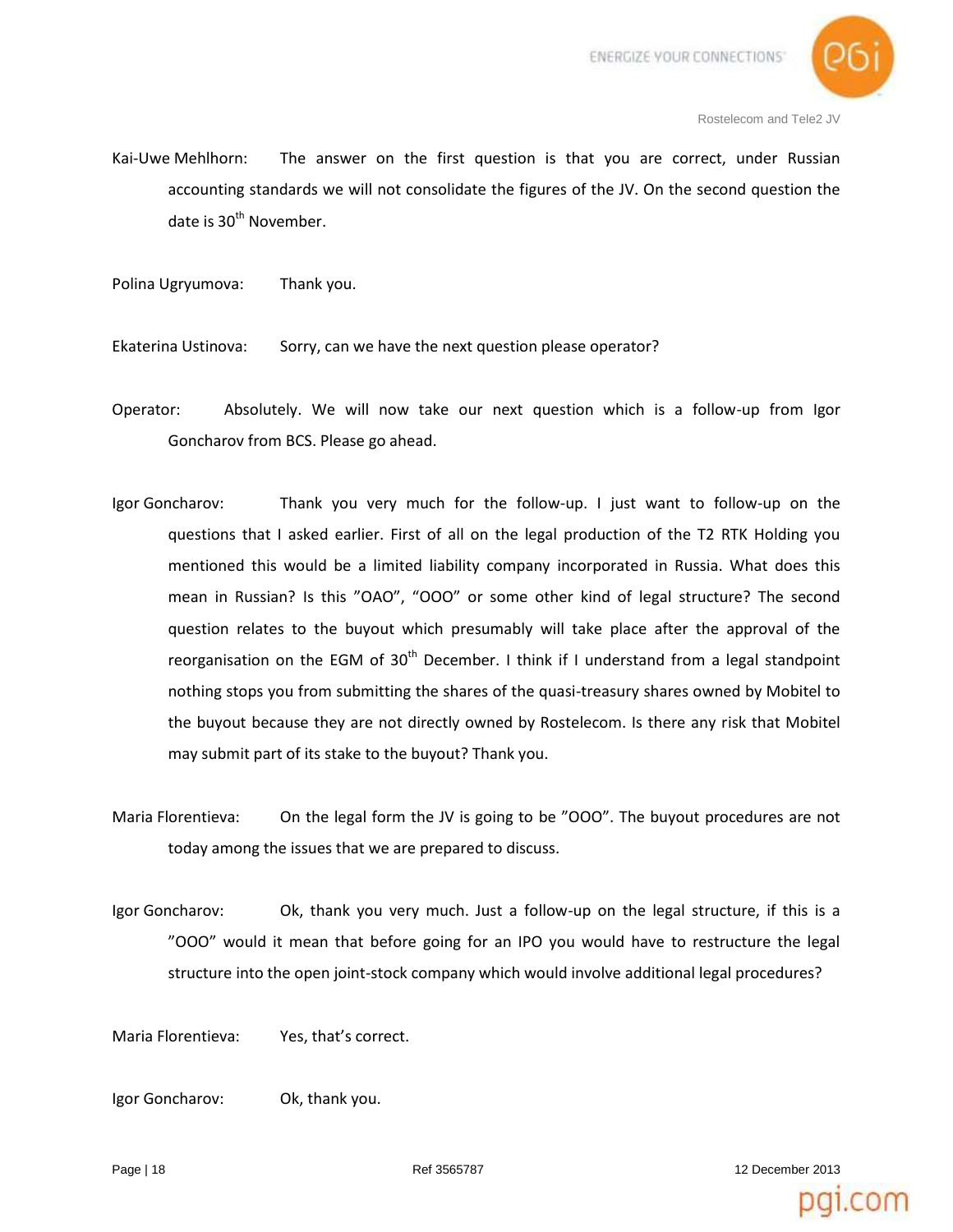Kai-Uwe Mehlhorn: The answer on the first question is that you are correct, under Russian accounting standards we will not consolidate the figures of the JV. On the second question the date is 30th November.

Polina Ugryumova: Thank you.

Ekaterina Ustinova: Sorry, can we have the next question please operator?

Operator: Absolutely. We will now take our next question which is a follow-up from Igor Goncharov from BCS. Please go ahead.

Igor Goncharov: Thank you very much for the follow-up. I just want to follow-up on the questions that I asked earlier. First of all on the legal production of the T2 RTK Holding you mentioned this would be a limited liability company incorporated in Russia. What does this mean in Russian? Is this "OAO", "OOO" or some other kind of legal structure? The second question relates to the buyout which presumably will take place after the approval of the reorganisation on the EGM of 30th December. I think if I understand from a legal standpoint nothing stops you from submitting the shares of the quasi-treasury shares owned by Mobitel to the buyout because they are not directly owned by Rostelecom. Is there any risk that Mobitel may submit part of its stake to the buyout? Thank you.

Maria Florentieva: On the legal form the JV is going to be "OOO". The buyout procedures are not today among the issues that we are prepared to discuss.

Igor Goncharov: Ok, thank you very much. Just a follow-up on the legal structure, if this is a "OOO" would it mean that before going for an IPO you would have to restructure the legal structure into the open joint-stock company which would involve additional legal procedures?

Maria Florentieva: Yes, that's correct.

Igor Goncharov: Ok, thank you.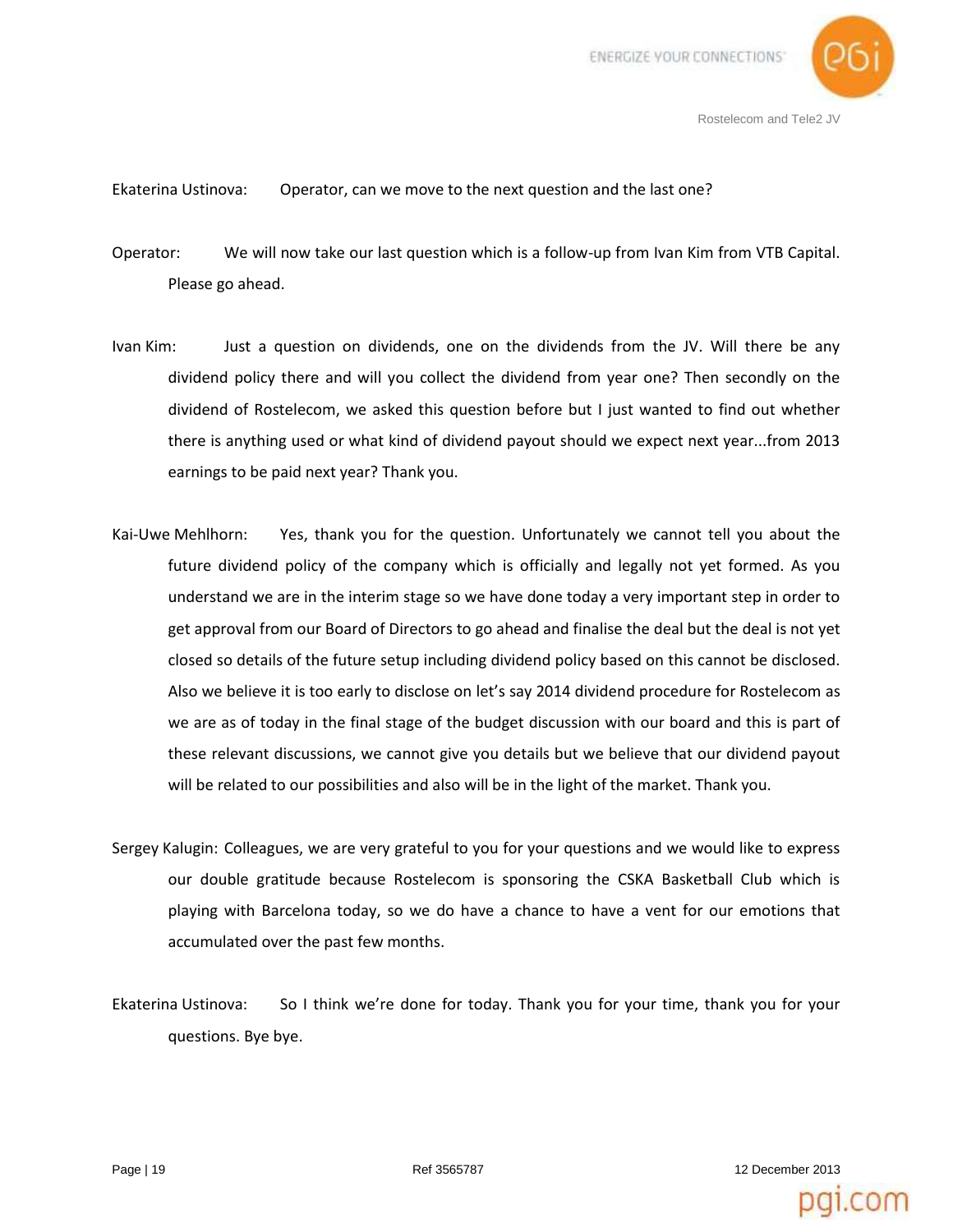Ekaterina Ustinova: Operator, can we move to the next question and the last one?

Operator: We will now take our last question which is a follow-up from Ivan Kim from VTB Capital. Please go ahead.

Ivan Kim: Just a question on dividends, one on the dividends from the JV. Will there be any dividend policy there and will you collect the dividend from year one? Then secondly on the dividend of Rostelecom, we asked this question before but I just wanted to find out whether there is anything used or what kind of dividend payout should we expect next year...from 2013 earnings to be paid next year? Thank you.

Kai-Uwe Mehlhorn: Yes, thank you for the question. Unfortunately we cannot tell you about the future dividend policy of the company which is officially and legally not yet formed. As you understand we are in the interim stage so we have done today a very important step in order to get approval from our Board of Directors to go ahead and finalise the deal but the deal is not yet closed so details of the future setup including dividend policy based on this cannot be disclosed. Also we believe it is too early to disclose on let's say 2014 dividend procedure for Rostelecom as we are as of today in the final stage of the budget discussion with our board and this is part of these relevant discussions, we cannot give you details but we believe that our dividend payout will be related to our possibilities and also will be in the light of the market. Thank you.

Sergey Kalugin: Colleagues, we are very grateful to you for your questions and we would like to express our double gratitude because Rostelecom is sponsoring the CSKA Basketball Club which is playing with Barcelona today, so we do have a chance to have a vent for our emotions that accumulated over the past few months.

Ekaterina Ustinova: So I think we're done for today. Thank you for your time, thank you for your questions. Bye bye.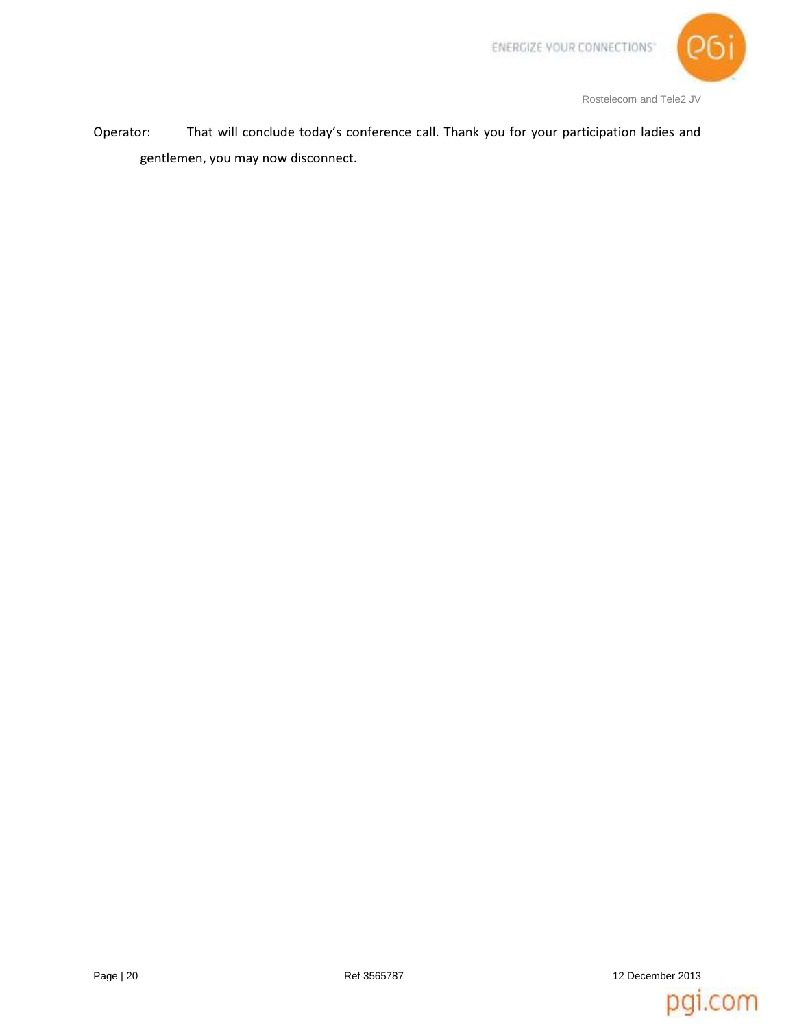Operator: That will conclude today's conference call. Thank you for your participation ladies and gentlemen, you may now disconnect.